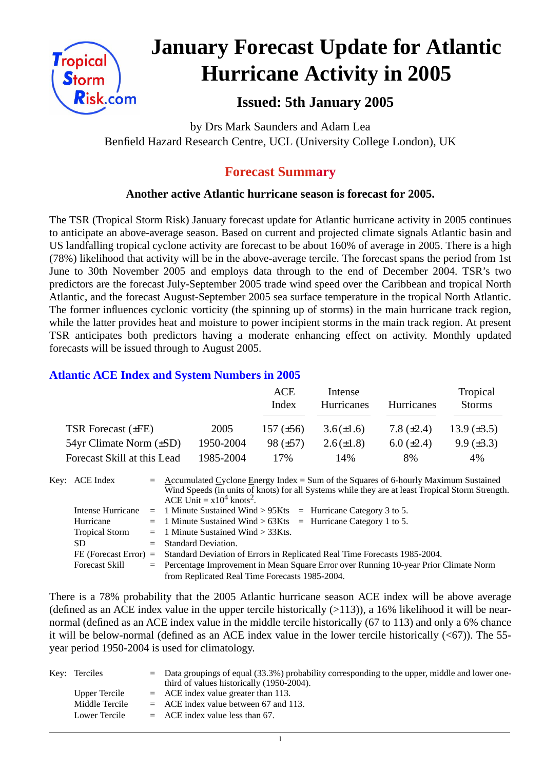# January Forecast Update for Atlantic Hurricane Activity in 2005

### Issued: 5th January 2005

by Drs Mark Saunders and Adam Lea
Benfield Hazard Research Centre, UCL (University College London), UK

## Forecast Summary

**Another active Atlantic hurricane season is forecast for 2005.**

The TSR (Tropical Storm Risk) January forecast update for Atlantic hurricane activity in 2005 continues to anticipate an above-average season. Based on current and projected climate signals Atlantic basin and US landfalling tropical cyclone activity are forecast to be about 160% of average in 2005. There is a high (78%) likelihood that activity will be in the above-average tercile. The forecast spans the period from 1st June to 30th November 2005 and employs data through to the end of December 2004. TSR's two predictors are the forecast July-September 2005 trade wind speed over the Caribbean and tropical North Atlantic, and the forecast August-September 2005 sea surface temperature in the tropical North Atlantic. The former influences cyclonic vorticity (the spinning up of storms) in the main hurricane track region, while the latter provides heat and moisture to power incipient storms in the main track region. At present TSR anticipates both predictors having a moderate enhancing effect on activity. Monthly updated forecasts will be issued through to August 2005.

## Atlantic ACE Index and System Numbers in 2005

| | | ACE Index | Intense Hurricanes | Hurricanes | Tropical Storms |
|---|---|---|---|---|---|
| TSR Forecast (±FE) | 2005 | 157 (±56) | 3.6 (±1.6) | 7.8 (±2.4) | 13.9 (±3.5) |
| 54yr Climate Norm (±SD) | 1950-2004 | 98 (±57) | 2.6 (±1.8) | 6.0 (±2.4) | 9.9 (±3.3) |
| Forecast Skill at this Lead | 1985-2004 | 17% | 14% | 8% | 4% |

Key:
- ACE Index = Accumulated Cyclone Energy Index = Sum of the Squares of 6-hourly Maximum Sustained Wind Speeds (in units of knots) for all Systems while they are at least Tropical Storm Strength. ACE Unit = $x10^4$ knots$^2$.
- Intense Hurricane = 1 Minute Sustained Wind > 95Kts = Hurricane Category 3 to 5.
- Hurricane = 1 Minute Sustained Wind > 63Kts = Hurricane Category 1 to 5.
- Tropical Storm = 1 Minute Sustained Wind > 33Kts.
- SD = Standard Deviation.
- FE (Forecast Error) = Standard Deviation of Errors in Replicated Real Time Forecasts 1985-2004.
- Forecast Skill = Percentage Improvement in Mean Square Error over Running 10-year Prior Climate Norm from Replicated Real Time Forecasts 1985-2004.

There is a 78% probability that the 2005 Atlantic hurricane season ACE index will be above average (defined as an ACE index value in the upper tercile historically (>113)), a 16% likelihood it will be near-normal (defined as an ACE index value in the middle tercile historically (67 to 113) and only a 6% chance it will be below-normal (defined as an ACE index value in the lower tercile historically (<67)). The 55-year period 1950-2004 is used for climatology.

Key:
- Terciles = Data groupings of equal (33.3%) probability corresponding to the upper, middle and lower one-third of values historically (1950-2004).
- Upper Tercile = ACE index value greater than 113.
- Middle Tercile = ACE index value between 67 and 113.
- Lower Tercile = ACE index value less than 67.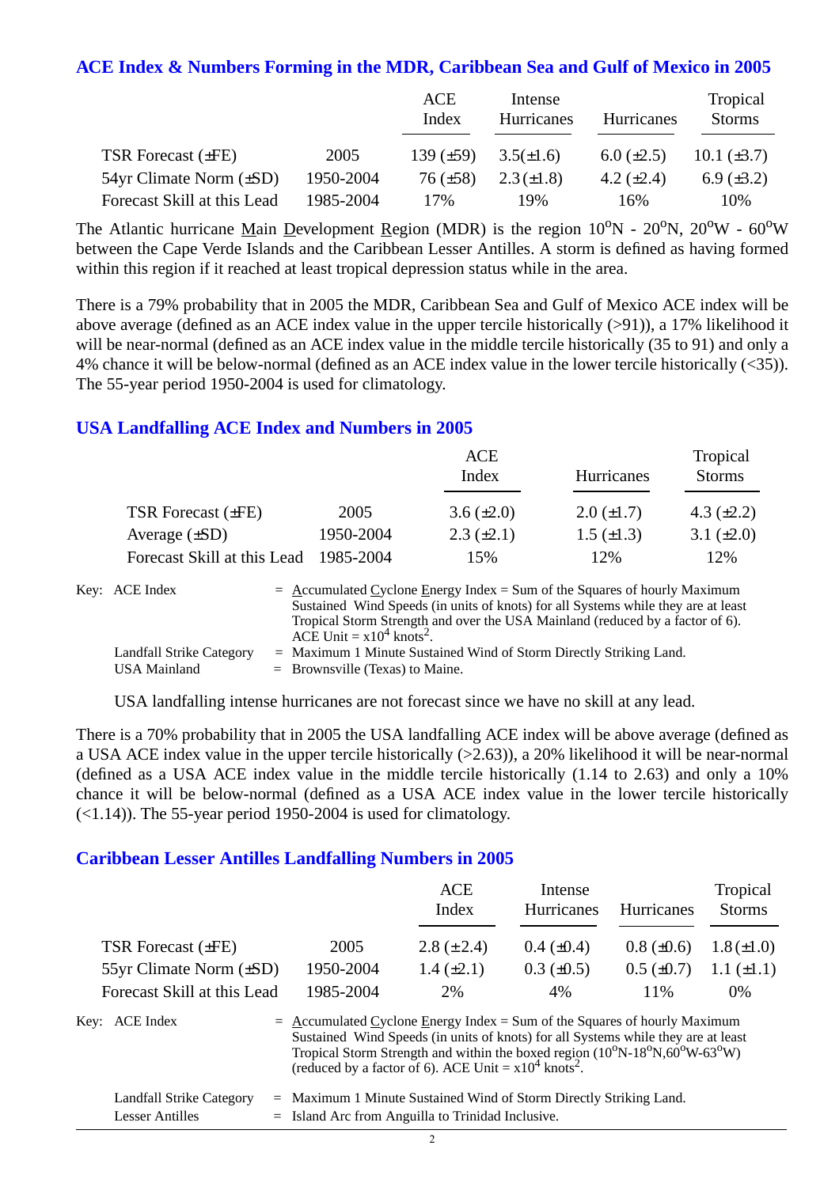### ACE Index & Numbers Forming in the MDR, Caribbean Sea and Gulf of Mexico in 2005

| | | ACE Index | Intense Hurricanes | Hurricanes | Tropical Storms |
|---|---|---|---|---|---|
| TSR Forecast (±FE) | 2005 | 139 (±59) | 3.5(±1.6) | 6.0 (±2.5) | 10.1 (±3.7) |
| 54yr Climate Norm (±SD) | 1950-2004 | 76 (±58) | 2.3(±1.8) | 4.2 (±2.4) | 6.9 (±3.2) |
| Forecast Skill at this Lead | 1985-2004 | 17% | 19% | 16% | 10% |

The Atlantic hurricane Main Development Region (MDR) is the region $10^oN$ - $20^oN$, $20^oW$ - $60^oW$ between the Cape Verde Islands and the Caribbean Lesser Antilles. A storm is defined as having formed within this region if it reached at least tropical depression status while in the area.

There is a 79% probability that in 2005 the MDR, Caribbean Sea and Gulf of Mexico ACE index will be above average (defined as an ACE index value in the upper tercile historically (>91)), a 17% likelihood it will be near-normal (defined as an ACE index value in the middle tercile historically (35 to 91) and only a 4% chance it will be below-normal (defined as an ACE index value in the lower tercile historically (<35)). The 55-year period 1950-2004 is used for climatology.

### USA Landfalling ACE Index and Numbers in 2005

| | | ACE Index | Hurricanes | Tropical Storms |
|---|---|---|---|---|
| TSR Forecast (±FE) | 2005 | 3.6 (±2.0) | 2.0 (±1.7) | 4.3 (±2.2) |
| Average (±SD) | 1950-2004 | 2.3 (±2.1) | 1.5 (±1.3) | 3.1 (±2.0) |
| Forecast Skill at this Lead | 1985-2004 | 15% | 12% | 12% |

Key: ACE Index = Accumulated Cyclone Energy Index = Sum of the Squares of hourly Maximum Sustained Wind Speeds (in units of knots) for all Systems while they are at least Tropical Storm Strength and over the USA Mainland (reduced by a factor of 6). ACE Unit = $x10^4$ $knots^2$.

Landfall Strike Category = Maximum 1 Minute Sustained Wind of Storm Directly Striking Land.

USA Mainland = Brownsville (Texas) to Maine.

USA landfalling intense hurricanes are not forecast since we have no skill at any lead.

There is a 70% probability that in 2005 the USA landfalling ACE index will be above average (defined as a USA ACE index value in the upper tercile historically (>2.63)), a 20% likelihood it will be near-normal (defined as a USA ACE index value in the middle tercile historically (1.14 to 2.63) and only a 10% chance it will be below-normal (defined as a USA ACE index value in the lower tercile historically (<1.14)). The 55-year period 1950-2004 is used for climatology.

### Caribbean Lesser Antilles Landfalling Numbers in 2005

| | | ACE Index | Intense Hurricanes | Hurricanes | Tropical Storms |
|---|---|---|---|---|---|
| TSR Forecast (±FE) | 2005 | 2.8 (±2.4) | 0.4 (±0.4) | 0.8 (±0.6) | 1.8 (±1.0) |
| 55yr Climate Norm (±SD) | 1950-2004 | 1.4 (±2.1) | 0.3 (±0.5) | 0.5 (±0.7) | 1.1 (±1.1) |
| Forecast Skill at this Lead | 1985-2004 | 2% | 4% | 11% | 0% |

Key: ACE Index = Accumulated Cyclone Energy Index = Sum of the Squares of hourly Maximum Sustained Wind Speeds (in units of knots) for all Systems while they are at least Tropical Storm Strength and within the boxed region ($10^oN$-$18^oN$,$60^oW$-$63^oW$) (reduced by a factor of 6). ACE Unit = $x10^4$ $knots^2$.

Landfall Strike Category = Maximum 1 Minute Sustained Wind of Storm Directly Striking Land.

Lesser Antilles = Island Arc from Anguilla to Trinidad Inclusive.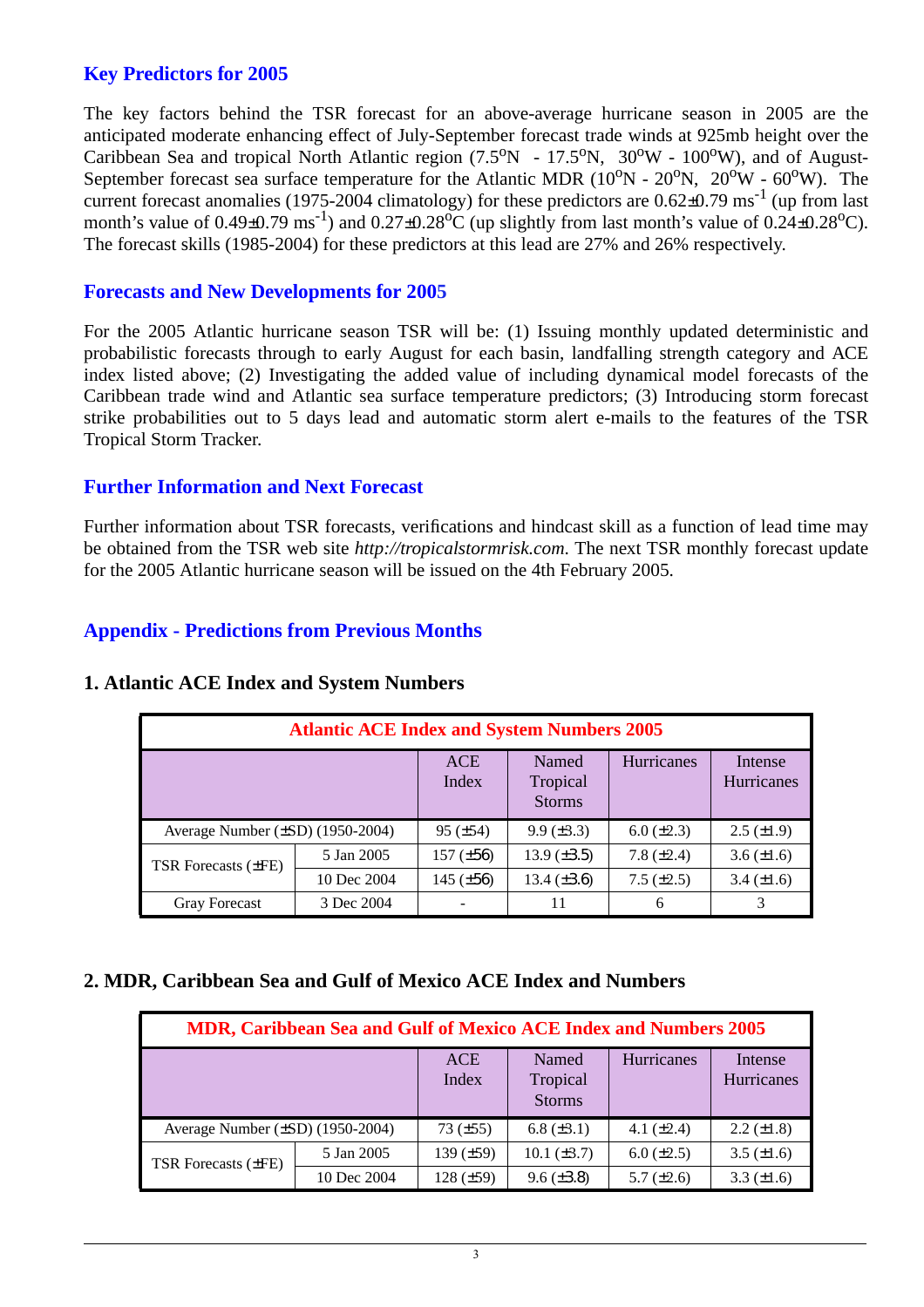## Key Predictors for 2005

The key factors behind the TSR forecast for an above-average hurricane season in 2005 are the anticipated moderate enhancing effect of July-September forecast trade winds at 925mb height over the Caribbean Sea and tropical North Atlantic region (7.5$^o$N - 17.5$^o$N, 30$^o$W - 100$^o$W), and of August-September forecast sea surface temperature for the Atlantic MDR (10$^o$N - 20$^o$N, 20$^o$W - 60$^o$W). The current forecast anomalies (1975-2004 climatology) for these predictors are 0.62±0.79 ms$^{-1}$ (up from last month's value of 0.49±0.79 ms$^{-1}$) and 0.27±0.28$^o$C (up slightly from last month's value of 0.24±0.28$^o$C). The forecast skills (1985-2004) for these predictors at this lead are 27% and 26% respectively.

## Forecasts and New Developments for 2005

For the 2005 Atlantic hurricane season TSR will be: (1) Issuing monthly updated deterministic and probabilistic forecasts through to early August for each basin, landfalling strength category and ACE index listed above; (2) Investigating the added value of including dynamical model forecasts of the Caribbean trade wind and Atlantic sea surface temperature predictors; (3) Introducing storm forecast strike probabilities out to 5 days lead and automatic storm alert e-mails to the features of the TSR Tropical Storm Tracker.

## Further Information and Next Forecast

Further information about TSR forecasts, verifications and hindcast skill as a function of lead time may be obtained from the TSR web site *http://tropicalstormrisk.com*. The next TSR monthly forecast update for the 2005 Atlantic hurricane season will be issued on the 4th February 2005.

## Appendix - Predictions from Previous Months

### 1. Atlantic ACE Index and System Numbers

**Atlantic ACE Index and System Numbers 2005**

| | | ACE Index | Named Tropical Storms | Hurricanes | Intense Hurricanes |
|---|---|---|---|---|---|
| Average Number (±SD) (1950-2004) | | 95 (±54) | 9.9 (±3.3) | 6.0 (±2.3) | 2.5 (±1.9) |
| TSR Forecasts (±FE) | 5 Jan 2005 | 157 (±56) | 13.9 (±3.5) | 7.8 (±2.4) | 3.6 (±1.6) |
| | 10 Dec 2004 | 145 (±56) | 13.4 (±3.6) | 7.5 (±2.5) | 3.4 (±1.6) |
| Gray Forecast | 3 Dec 2004 | - | 11 | 6 | 3 |

### 2. MDR, Caribbean Sea and Gulf of Mexico ACE Index and Numbers

**MDR, Caribbean Sea and Gulf of Mexico ACE Index and Numbers 2005**

| | | ACE Index | Named Tropical Storms | Hurricanes | Intense Hurricanes |
|---|---|---|---|---|---|
| Average Number (±SD) (1950-2004) | | 73 (±55) | 6.8 (±3.1) | 4.1 (±2.4) | 2.2 (±1.8) |
| TSR Forecasts (±FE) | 5 Jan 2005 | 139 (±59) | 10.1 (±3.7) | 6.0 (±2.5) | 3.5 (±1.6) |
| | 10 Dec 2004 | 128 (±59) | 9.6 (±3.8) | 5.7 (±2.6) | 3.3 (±1.6) |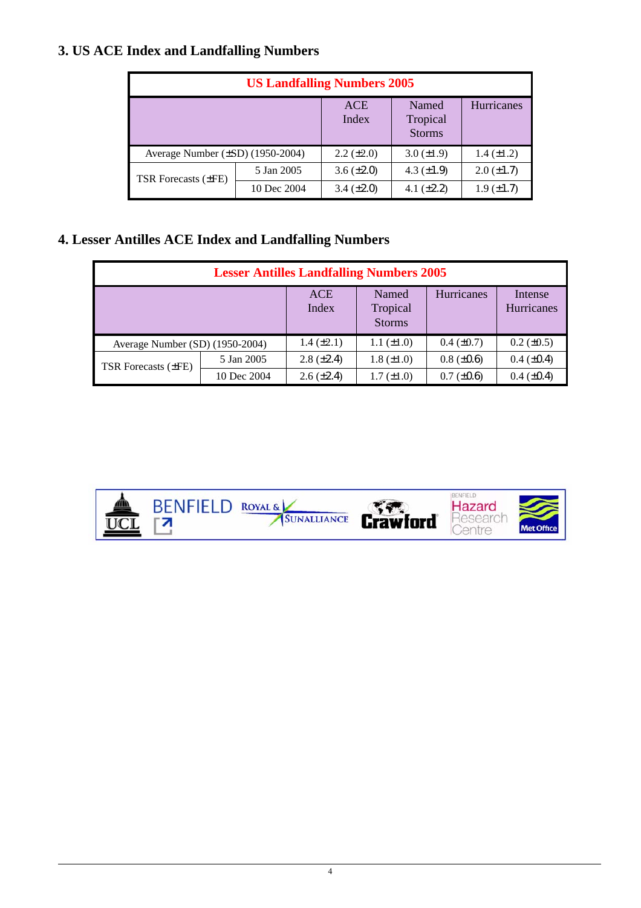## 3. US ACE Index and Landfalling Numbers

| US Landfalling Numbers 2005 | | | | |
|---|---|---|---|---|
| | | ACE Index | Named Tropical Storms | Hurricanes |
| Average Number (±SD) (1950-2004) | | 2.2 (±2.0) | 3.0 (±1.9) | 1.4 (±1.2) |
| TSR Forecasts (±FE) | 5 Jan 2005 | 3.6 (±2.0) | 4.3 (±1.9) | 2.0 (±1.7) |
| | 10 Dec 2004 | 3.4 (±2.0) | 4.1 (±2.2) | 1.9 (±1.7) |

## 4. Lesser Antilles ACE Index and Landfalling Numbers

| Lesser Antilles Landfalling Numbers 2005 | | | | | |
|---|---|---|---|---|---|
| | | ACE Index | Named Tropical Storms | Hurricanes | Intense Hurricanes |
| Average Number (SD) (1950-2004) | | 1.4 (±2.1) | 1.1 (±1.0) | 0.4 (±0.7) | 0.2 (±0.5) |
| TSR Forecasts (±FE) | 5 Jan 2005 | 2.8 (±2.4) | 1.8 (±1.0) | 0.8 (±0.6) | 0.4 (±0.4) |
| | 10 Dec 2004 | 2.6 (±2.4) | 1.7 (±1.0) | 0.7 (±0.6) | 0.4 (±0.4) |

UCL BENFIELD ROYAL & SUNALLIANCE Crawford BENFIELD Hazard Research Centre Met Office